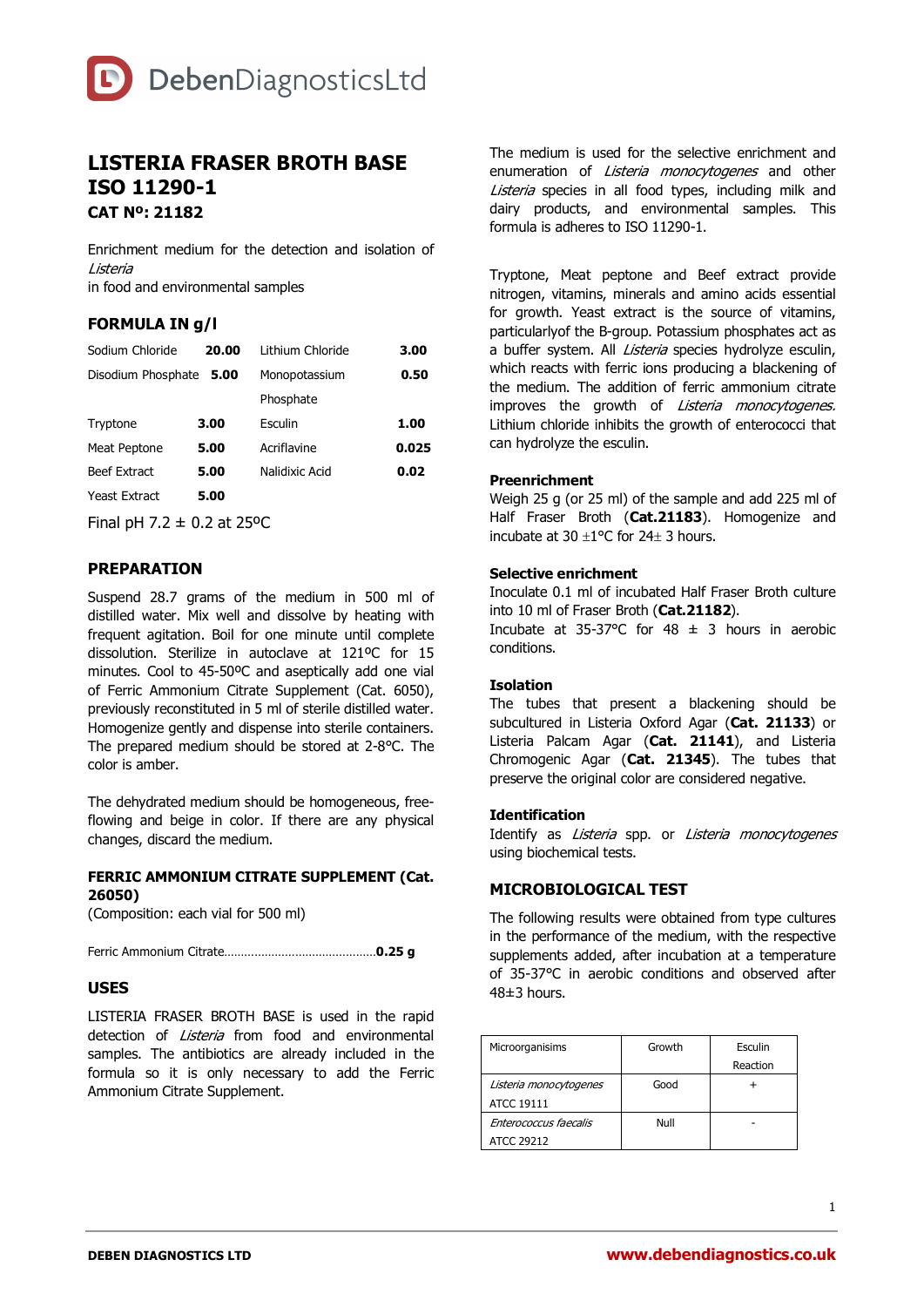# LISTERIA FRASER BROTH BASE ISO 11290-1

**CAT Nº: 21182**

Enrichment medium for the detection and isolation of *Listeria*
in food and environmental samples

## FORMULA IN g/l

| | | | |
|---|---|---|---|
| Sodium Chloride | **20.00** | Lithium Chloride | **3.00** |
| Disodium Phosphate | **5.00** | Monopotassium Phosphate | **0.50** |
| Tryptone | **3.00** | Esculin | **1.00** |
| Meat Peptone | **5.00** | Acriflavine | **0.025** |
| Beef Extract | **5.00** | Nalidixic Acid | **0.02** |
| Yeast Extract | **5.00** | | |

Final pH 7.2 ± 0.2 at 25ºC

## PREPARATION

Suspend 28.7 grams of the medium in 500 ml of distilled water. Mix well and dissolve by heating with frequent agitation. Boil for one minute until complete dissolution. Sterilize in autoclave at 121ºC for 15 minutes. Cool to 45-50ºC and aseptically add one vial of Ferric Ammonium Citrate Supplement (Cat. 6050), previously reconstituted in 5 ml of sterile distilled water. Homogenize gently and dispense into sterile containers. The prepared medium should be stored at 2-8ºC. The color is amber.

The dehydrated medium should be homogeneous, free-flowing and beige in color. If there are any physical changes, discard the medium.

### FERRIC AMMONIUM CITRATE SUPPLEMENT (Cat. 26050)

(Composition: each vial for 500 ml)

Ferric Ammonium Citrate............................................**0.25 g**

## USES

LISTERIA FRASER BROTH BASE is used in the rapid detection of *Listeria* from food and environmental samples. The antibiotics are already included in the formula so it is only necessary to add the Ferric Ammonium Citrate Supplement.

The medium is used for the selective enrichment and enumeration of *Listeria monocytogenes* and other *Listeria* species in all food types, including milk and dairy products, and environmental samples. This formula is adheres to ISO 11290-1.

Tryptone, Meat peptone and Beef extract provide nitrogen, vitamins, minerals and amino acids essential for growth. Yeast extract is the source of vitamins, particularlyof the B-group. Potassium phosphates act as a buffer system. All *Listeria* species hydrolyze esculin, which reacts with ferric ions producing a blackening of the medium. The addition of ferric ammonium citrate improves the growth of *Listeria monocytogenes.* Lithium chloride inhibits the growth of enterococci that can hydrolyze the esculin.

### Preenrichment

Weigh 25 g (or 25 ml) of the sample and add 225 ml of Half Fraser Broth (**Cat.21183**). Homogenize and incubate at 30 ±1°C for 24± 3 hours.

### Selective enrichment

Inoculate 0.1 ml of incubated Half Fraser Broth culture into 10 ml of Fraser Broth (**Cat.21182**).
Incubate at 35-37°C for 48 ± 3 hours in aerobic conditions.

### Isolation

The tubes that present a blackening should be subcultured in Listeria Oxford Agar (**Cat. 21133**) or Listeria Palcam Agar (**Cat. 21141**), and Listeria Chromogenic Agar (**Cat. 21345**). The tubes that preserve the original color are considered negative.

### Identification

Identify as *Listeria* spp. or *Listeria monocytogenes* using biochemical tests.

## MICROBIOLOGICAL TEST

The following results were obtained from type cultures in the performance of the medium, with the respective supplements added, after incubation at a temperature of 35-37ºC in aerobic conditions and observed after 48±3 hours.

| Microorganisims | Growth | Esculin Reaction |
|---|---|---|
| *Listeria monocytogenes* ATCC 19111 | Good | + |
| *Enterococcus faecalis* ATCC 29212 | Null | - |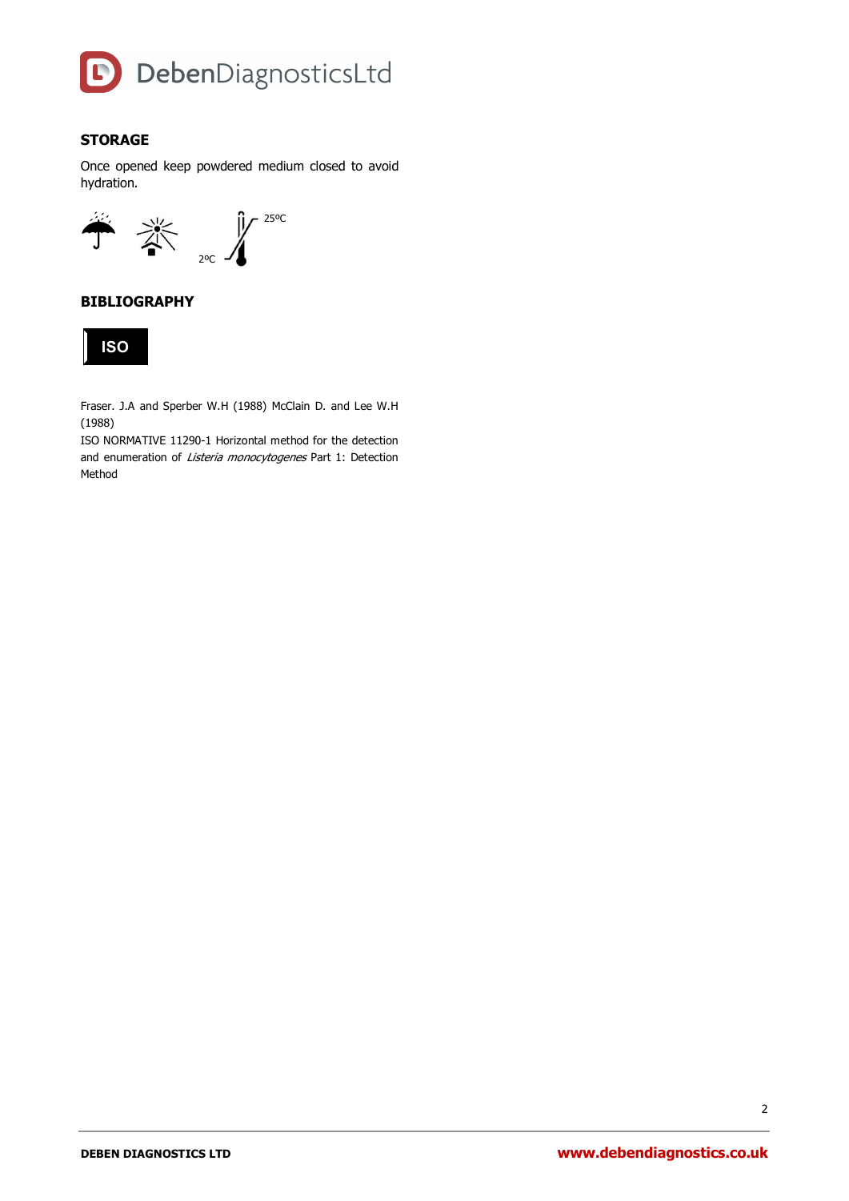## STORAGE

Once opened keep powdered medium closed to avoid hydration.

2ºC 25ºC

## BIBLIOGRAPHY

ISO

Fraser. J.A and Sperber W.H (1988) McClain D. and Lee W.H (1988)

ISO NORMATIVE 11290-1 Horizontal method for the detection and enumeration of *Listeria monocytogenes* Part 1: Detection Method